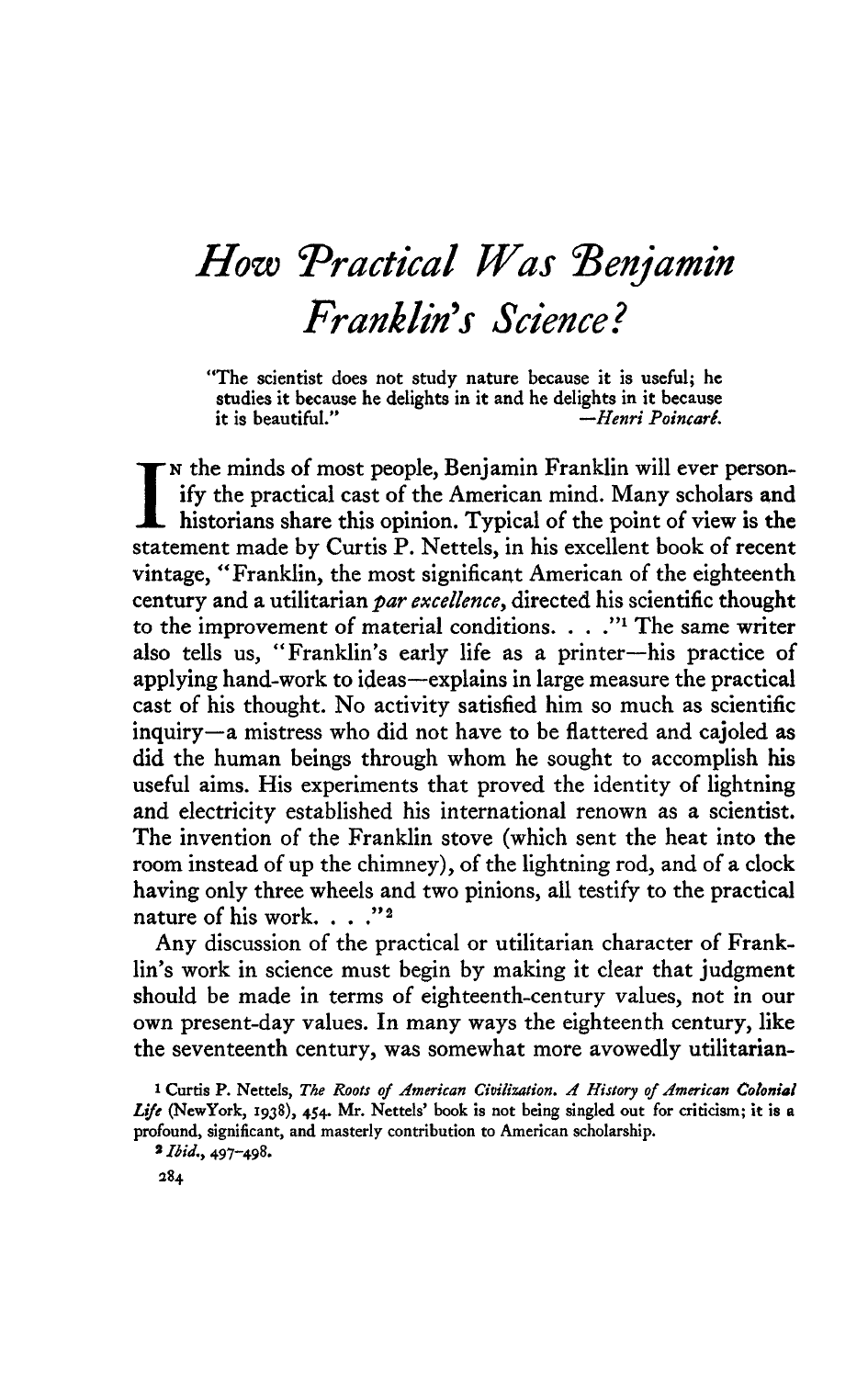# *How Practical Was Benjamin Franklin's Science?*

"The scientist does not study nature because it is useful; he studies it because he delights in it and he delights in it because it is beautiful." —*Henri Poincaré.*

IN the minds of most people, Benjamin Franklin will ever personify the practical cast of the American mind. Many scholars and historians share this opinion. Typical of the point of view is the statement made by Curtis P. Nettels, in his excellent book of recent vintage, "Franklin, the most significant American of the eighteenth century and a utilitarian *par excellence*, directed his scientific thought to the improvement of material conditions. . . ."[1] The same writer also tells us, "Franklin's early life as a printer—his practice of applying hand-work to ideas—explains in large measure the practical cast of his thought. No activity satisfied him so much as scientific inquiry—a mistress who did not have to be flattered and cajoled as did the human beings through whom he sought to accomplish his useful aims. His experiments that proved the identity of lightning and electricity established his international renown as a scientist. The invention of the Franklin stove (which sent the heat into the room instead of up the chimney), of the lightning rod, and of a clock having only three wheels and two pinions, all testify to the practical nature of his work. . . ."[2]

Any discussion of the practical or utilitarian character of Franklin's work in science must begin by making it clear that judgment should be made in terms of eighteenth-century values, not in our own present-day values. In many ways the eighteenth century, like the seventeenth century, was somewhat more avowedly utilitarian-

[1] Curtis P. Nettels, *The Roots of American Civilization. A History of American Colonial Life* (NewYork, 1938), 454. Mr. Nettels' book is not being singled out for criticism; it is a profound, significant, and masterly contribution to American scholarship.

[2] *Ibid.*, 497–498.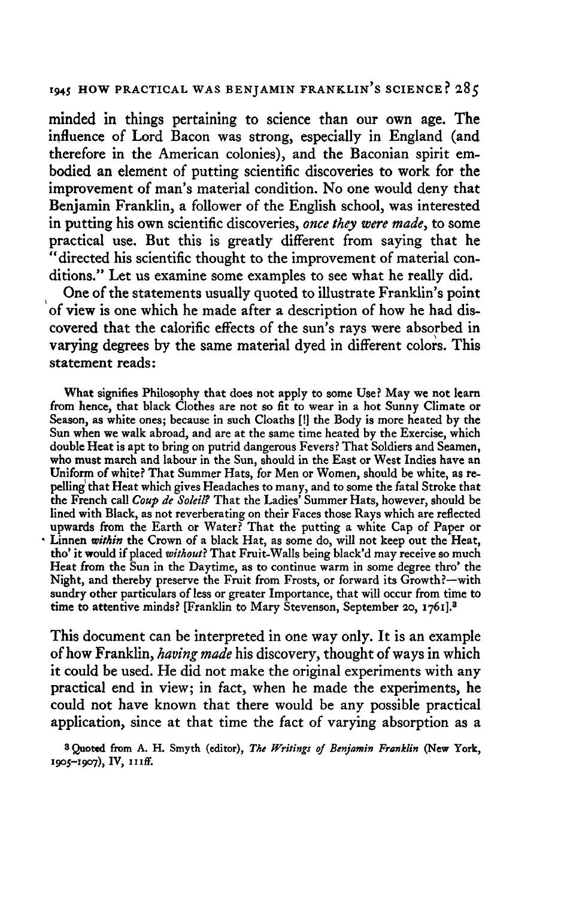minded in things pertaining to science than our own age. The influence of Lord Bacon was strong, especially in England (and therefore in the American colonies), and the Baconian spirit embodied an element of putting scientific discoveries to work for the improvement of man's material condition. No one would deny that Benjamin Franklin, a follower of the English school, was interested in putting his own scientific discoveries, *once they were made*, to some practical use. But this is greatly different from saying that he "directed his scientific thought to the improvement of material conditions." Let us examine some examples to see what he really did.

One of the statements usually quoted to illustrate Franklin's point of view is one which he made after a description of how he had discovered that the calorific effects of the sun's rays were absorbed in varying degrees by the same material dyed in different colors. This statement reads:

> What signifies Philosophy that does not apply to some Use? May we not learn from hence, that black Clothes are not so fit to wear in a hot Sunny Climate or Season, as white ones; because in such Cloaths [!] the Body is more heated by the Sun when we walk abroad, and are at the same time heated by the Exercise, which double Heat is apt to bring on putrid dangerous Fevers? That Soldiers and Seamen, who must march and labour in the Sun, should in the East or West Indies have an Uniform of white? That Summer Hats, for Men or Women, should be white, as repelling that Heat which gives Headaches to many, and to some the fatal Stroke that the French call *Coup de Soleil*? That the Ladies' Summer Hats, however, should be lined with Black, as not reverberating on their Faces those Rays which are reflected upwards from the Earth or Water? That the putting a white Cap of Paper or Linnen *within* the Crown of a black Hat, as some do, will not keep out the Heat, tho' it would if placed *without*? That Fruit-Walls being black'd may receive so much Heat from the Sun in the Daytime, as to continue warm in some degree thro' the Night, and thereby preserve the Fruit from Frosts, or forward its Growth?—with sundry other particulars of less or greater Importance, that will occur from time to time to attentive minds? [Franklin to Mary Stevenson, September 20, 1761].[3]

This document can be interpreted in one way only. It is an example of how Franklin, *having made* his discovery, thought of ways in which it could be used. He did not make the original experiments with any practical end in view; in fact, when he made the experiments, he could not have known that there would be any possible practical application, since at that time the fact of varying absorption as a

[3] Quoted from A. H. Smyth (editor), *The Writings of Benjamin Franklin* (New York, 1905–1907), IV, 111ff.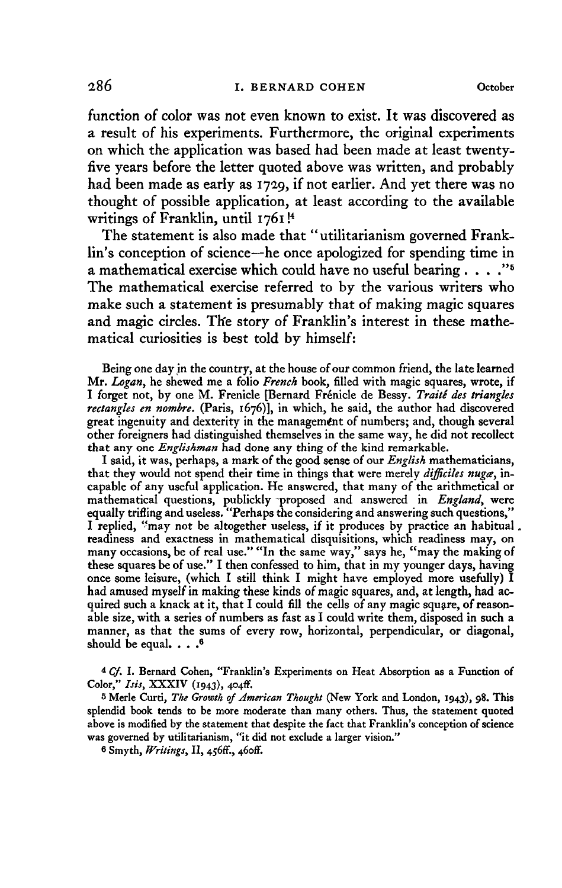function of color was not even known to exist. It was discovered as a result of his experiments. Furthermore, the original experiments on which the application was based had been made at least twenty-five years before the letter quoted above was written, and probably had been made as early as 1729, if not earlier. And yet there was no thought of possible application, at least according to the available writings of Franklin, until 1761![4]

The statement is also made that "utilitarianism governed Franklin's conception of science—he once apologized for spending time in a mathematical exercise which could have no useful bearing . . . ."[5] The mathematical exercise referred to by the various writers who make such a statement is presumably that of making magic squares and magic circles. The story of Franklin's interest in these mathematical curiosities is best told by himself:

> Being one day in the country, at the house of our common friend, the late learned Mr. *Logan*, he shewed me a folio *French* book, filled with magic squares, wrote, if I forget not, by one M. Frenicle [Bernard Frénicle de Bessy. *Traité des triangles rectangles en nombre*. (Paris, 1676)], in which, he said, the author had discovered great ingenuity and dexterity in the management of numbers; and, though several other foreigners had distinguished themselves in the same way, he did not recollect that any one *Englishman* had done any thing of the kind remarkable.
>
> I said, it was, perhaps, a mark of the good sense of our *English* mathematicians, that they would not spend their time in things that were merely *difficiles nugæ*, incapable of any useful application. He answered, that many of the arithmetical or mathematical questions, publickly proposed and answered in *England*, were equally trifling and useless. "Perhaps the considering and answering such questions," I replied, "may not be altogether useless, if it produces by practice an habitual readiness and exactness in mathematical disquisitions, which readiness may, on many occasions, be of real use." "In the same way," says he, "may the making of these squares be of use." I then confessed to him, that in my younger days, having once some leisure, (which I still think I might have employed more usefully) I had amused myself in making these kinds of magic squares, and, at length, had acquired such a knack at it, that I could fill the cells of any magic square, of reasonable size, with a series of numbers as fast as I could write them, disposed in such a manner, as that the sums of every row, horizontal, perpendicular, or diagonal, should be equal. . . .[6]

---

[4] *Cf.* I. Bernard Cohen, "Franklin's Experiments on Heat Absorption as a Function of Color," *Isis*, XXXIV (1943), 404ff.

[5] Merle Curti, *The Growth of American Thought* (New York and London, 1943), 98. This splendid book tends to be more moderate than many others. Thus, the statement quoted above is modified by the statement that despite the fact that Franklin's conception of science was governed by utilitarianism, "it did not exclude a larger vision."

[6] Smyth, *Writings*, II, 456ff., 460ff.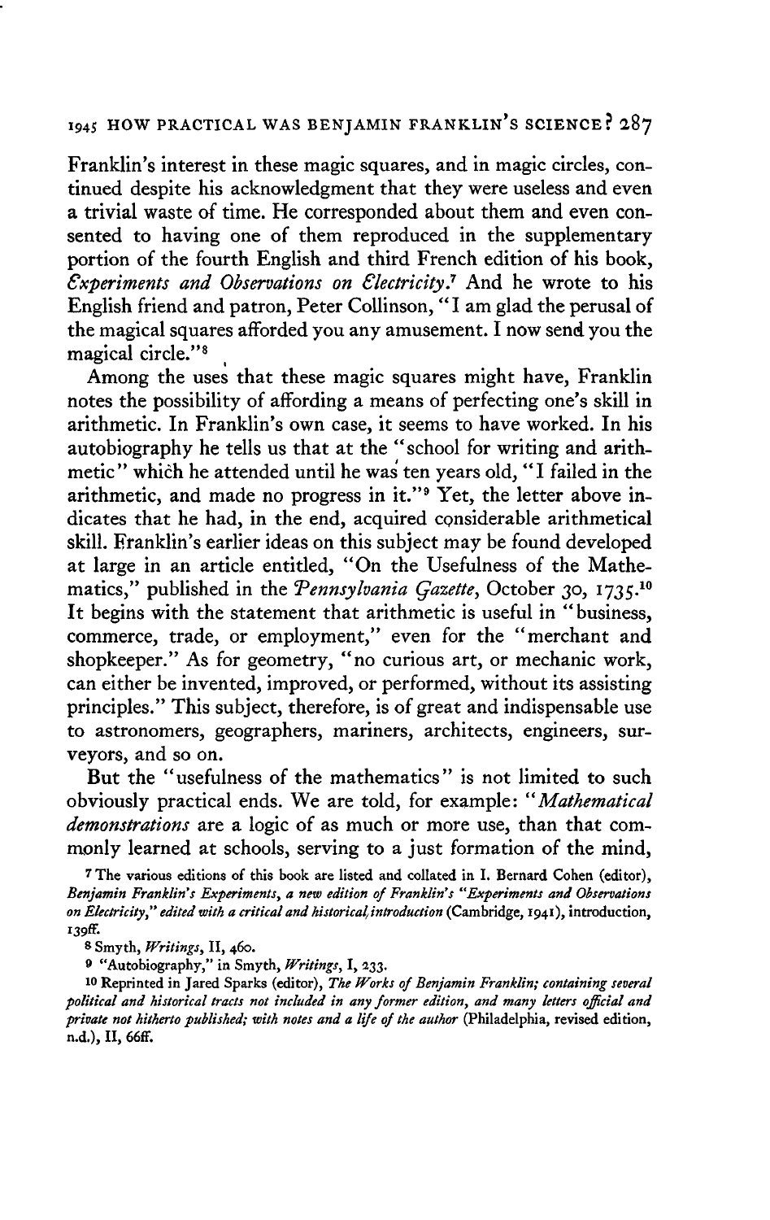Franklin's interest in these magic squares, and in magic circles, continued despite his acknowledgment that they were useless and even a trivial waste of time. He corresponded about them and even consented to having one of them reproduced in the supplementary portion of the fourth English and third French edition of his book, *Experiments and Observations on Electricity.*[7] And he wrote to his English friend and patron, Peter Collinson, "I am glad the perusal of the magical squares afforded you any amusement. I now send you the magical circle."[8]

Among the uses that these magic squares might have, Franklin notes the possibility of affording a means of perfecting one's skill in arithmetic. In Franklin's own case, it seems to have worked. In his autobiography he tells us that at the "school for writing and arithmetic" which he attended until he was ten years old, "I failed in the arithmetic, and made no progress in it."[9] Yet, the letter above indicates that he had, in the end, acquired considerable arithmetical skill. Franklin's earlier ideas on this subject may be found developed at large in an article entitled, "On the Usefulness of the Mathematics," published in the *Pennsylvania Gazette*, October 30, 1735.[10] It begins with the statement that arithmetic is useful in "business, commerce, trade, or employment," even for the "merchant and shopkeeper." As for geometry, "no curious art, or mechanic work, can either be invented, improved, or performed, without its assisting principles." This subject, therefore, is of great and indispensable use to astronomers, geographers, mariners, architects, engineers, surveyors, and so on.

But the "usefulness of the mathematics" is not limited to such obviously practical ends. We are told, for example: "*Mathematical demonstrations* are a logic of as much or more use, than that commonly learned at schools, serving to a just formation of the mind,

[7] The various editions of this book are listed and collated in I. Bernard Cohen (editor), *Benjamin Franklin's Experiments, a new edition of Franklin's "Experiments and Observations on Electricity," edited with a critical and historical introduction* (Cambridge, 1941), introduction, 139ff.

[8] Smyth, *Writings*, II, 460.

[9] "Autobiography," in Smyth, *Writings*, I, 233.

[10] Reprinted in Jared Sparks (editor), *The Works of Benjamin Franklin; containing several political and historical tracts not included in any former edition, and many letters official and private not hitherto published; with notes and a life of the author* (Philadelphia, revised edition, n.d.), II, 66ff.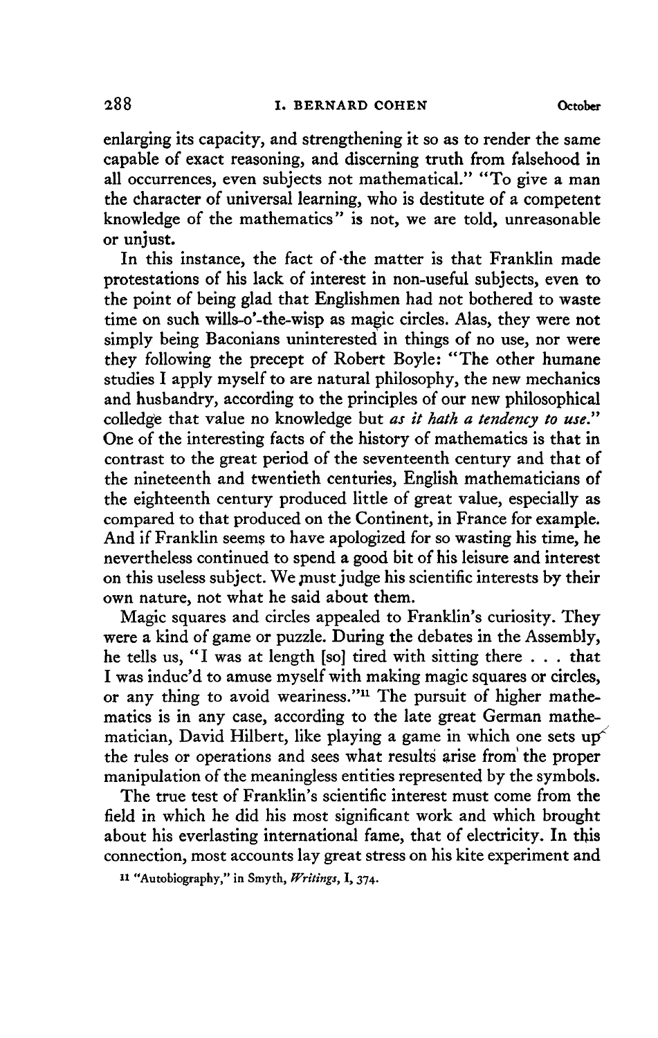enlarging its capacity, and strengthening it so as to render the same capable of exact reasoning, and discerning truth from falsehood in all occurrences, even subjects not mathematical." "To give a man the character of universal learning, who is destitute of a competent knowledge of the mathematics" is not, we are told, unreasonable or unjust.

In this instance, the fact of the matter is that Franklin made protestations of his lack of interest in non-useful subjects, even to the point of being glad that Englishmen had not bothered to waste time on such wills-o'-the-wisp as magic circles. Alas, they were not simply being Baconians uninterested in things of no use, nor were they following the precept of Robert Boyle: "The other humane studies I apply myself to are natural philosophy, the new mechanics and husbandry, according to the principles of our new philosophical colledge that value no knowledge but *as it hath a tendency to use*." One of the interesting facts of the history of mathematics is that in contrast to the great period of the seventeenth century and that of the nineteenth and twentieth centuries, English mathematicians of the eighteenth century produced little of great value, especially as compared to that produced on the Continent, in France for example. And if Franklin seems to have apologized for so wasting his time, he nevertheless continued to spend a good bit of his leisure and interest on this useless subject. We must judge his scientific interests by their own nature, not what he said about them.

Magic squares and circles appealed to Franklin's curiosity. They were a kind of game or puzzle. During the debates in the Assembly, he tells us, "I was at length [so] tired with sitting there . . . that I was induc'd to amuse myself with making magic squares or circles, or any thing to avoid weariness."[11] The pursuit of higher mathematics is in any case, according to the late great German mathematician, David Hilbert, like playing a game in which one sets up the rules or operations and sees what results arise from the proper manipulation of the meaningless entities represented by the symbols.

The true test of Franklin's scientific interest must come from the field in which he did his most significant work and which brought about his everlasting international fame, that of electricity. In this connection, most accounts lay great stress on his kite experiment and

[11] "Autobiography," in Smyth, *Writings*, I, 374.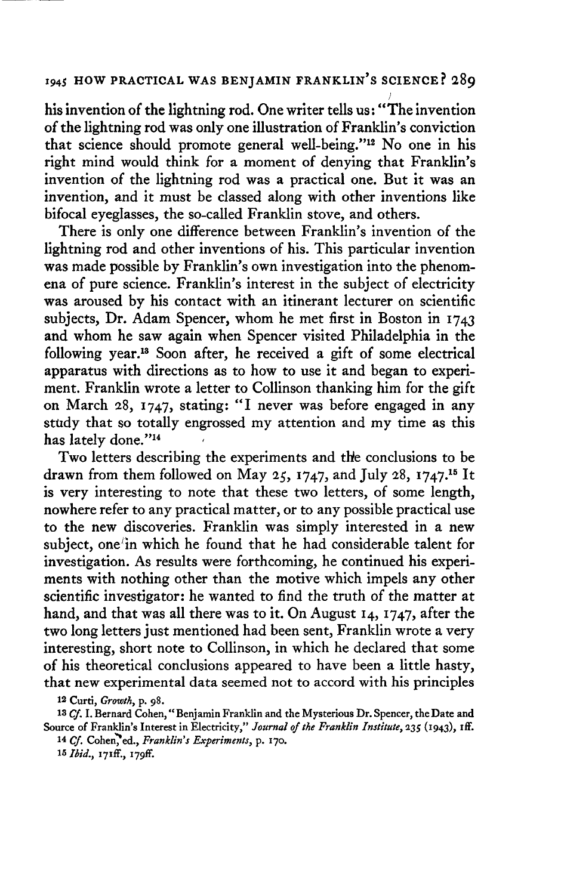his invention of the lightning rod. One writer tells us: "The invention of the lightning rod was only one illustration of Franklin's conviction that science should promote general well-being."[12] No one in his right mind would think for a moment of denying that Franklin's invention of the lightning rod was a practical one. But it was an invention, and it must be classed along with other inventions like bifocal eyeglasses, the so-called Franklin stove, and others.

There is only one difference between Franklin's invention of the lightning rod and other inventions of his. This particular invention was made possible by Franklin's own investigation into the phenomena of pure science. Franklin's interest in the subject of electricity was aroused by his contact with an itinerant lecturer on scientific subjects, Dr. Adam Spencer, whom he met first in Boston in 1743 and whom he saw again when Spencer visited Philadelphia in the following year.[13] Soon after, he received a gift of some electrical apparatus with directions as to how to use it and began to experiment. Franklin wrote a letter to Collinson thanking him for the gift on March 28, 1747, stating: "I never was before engaged in any study that so totally engrossed my attention and my time as this has lately done."[14]

Two letters describing the experiments and the conclusions to be drawn from them followed on May 25, 1747, and July 28, 1747.[15] It is very interesting to note that these two letters, of some length, nowhere refer to any practical matter, or to any possible practical use to the new discoveries. Franklin was simply interested in a new subject, one in which he found that he had considerable talent for investigation. As results were forthcoming, he continued his experiments with nothing other than the motive which impels any other scientific investigator: he wanted to find the truth of the matter at hand, and that was all there was to it. On August 14, 1747, after the two long letters just mentioned had been sent, Franklin wrote a very interesting, short note to Collinson, in which he declared that some of his theoretical conclusions appeared to have been a little hasty, that new experimental data seemed not to accord with his principles

[12] Curti, *Growth*, p. 98.

[13] *Cf.* I. Bernard Cohen, "Benjamin Franklin and the Mysterious Dr. Spencer, the Date and Source of Franklin's Interest in Electricity," *Journal of the Franklin Institute*, 235 (1943), 1ff.

[14] *Cf.* Cohen, ed., *Franklin's Experiments*, p. 170.

[15] *Ibid.*, 171ff., 179ff.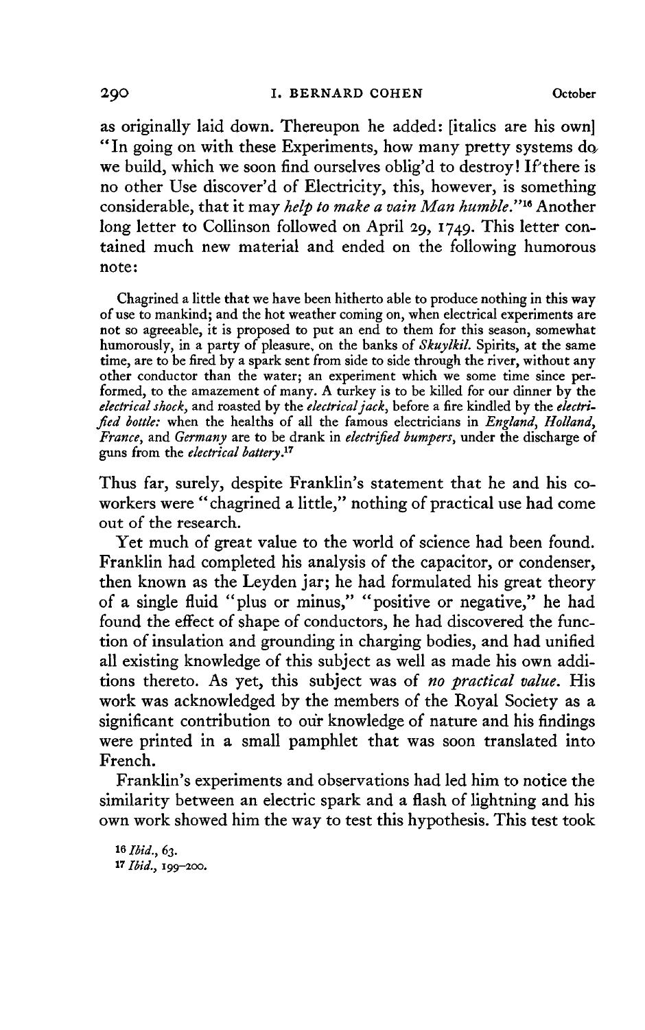as originally laid down. Thereupon he added: [italics are his own] "In going on with these Experiments, how many pretty systems do we build, which we soon find ourselves oblig'd to destroy! If there is no other Use discover'd of Electricity, this, however, is something considerable, that it may *help to make a vain Man humble.*"[16] Another long letter to Collinson followed on April 29, 1749. This letter contained much new material and ended on the following humorous note:

> Chagrined a little that we have been hitherto able to produce nothing in this way of use to mankind; and the hot weather coming on, when electrical experiments are not so agreeable, it is proposed to put an end to them for this season, somewhat humorously, in a party of pleasure, on the banks of *Skuylkil.* Spirits, at the same time, are to be fired by a spark sent from side to side through the river, without any other conductor than the water; an experiment which we some time since performed, to the amazement of many. A turkey is to be killed for our dinner by the *electrical shock,* and roasted by the *electrical jack,* before a fire kindled by the *electrified bottle:* when the healths of all the famous electricians in *England, Holland, France,* and *Germany* are to be drank in *electrified bumpers,* under the discharge of guns from the *electrical battery.*[17]

Thus far, surely, despite Franklin's statement that he and his coworkers were "chagrined a little," nothing of practical use had come out of the research.

Yet much of great value to the world of science had been found. Franklin had completed his analysis of the capacitor, or condenser, then known as the Leyden jar; he had formulated his great theory of a single fluid "plus or minus," "positive or negative," he had found the effect of shape of conductors, he had discovered the function of insulation and grounding in charging bodies, and had unified all existing knowledge of this subject as well as made his own additions thereto. As yet, this subject was of *no practical value.* His work was acknowledged by the members of the Royal Society as a significant contribution to our knowledge of nature and his findings were printed in a small pamphlet that was soon translated into French.

Franklin's experiments and observations had led him to notice the similarity between an electric spark and a flash of lightning and his own work showed him the way to test this hypothesis. This test took

[16] *Ibid.*, 63.

[17] *Ibid.*, 199–200.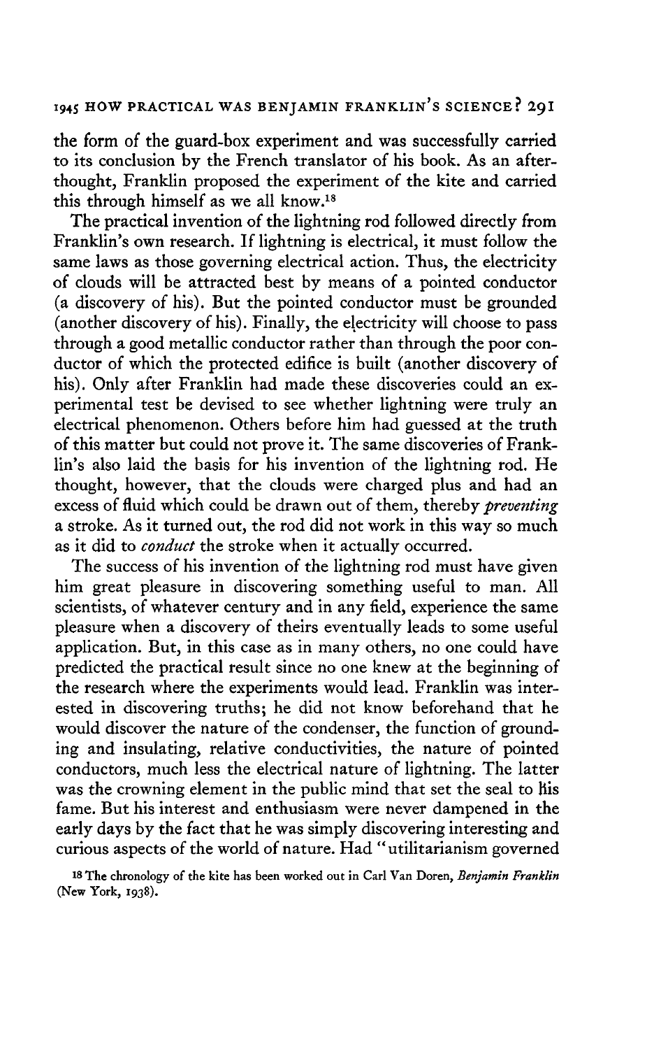the form of the guard-box experiment and was successfully carried to its conclusion by the French translator of his book. As an afterthought, Franklin proposed the experiment of the kite and carried this through himself as we all know.[18]

The practical invention of the lightning rod followed directly from Franklin's own research. If lightning is electrical, it must follow the same laws as those governing electrical action. Thus, the electricity of clouds will be attracted best by means of a pointed conductor (a discovery of his). But the pointed conductor must be grounded (another discovery of his). Finally, the electricity will choose to pass through a good metallic conductor rather than through the poor conductor of which the protected edifice is built (another discovery of his). Only after Franklin had made these discoveries could an experimental test be devised to see whether lightning were truly an electrical phenomenon. Others before him had guessed at the truth of this matter but could not prove it. The same discoveries of Franklin's also laid the basis for his invention of the lightning rod. He thought, however, that the clouds were charged plus and had an excess of fluid which could be drawn out of them, thereby *preventing* a stroke. As it turned out, the rod did not work in this way so much as it did to *conduct* the stroke when it actually occurred.

The success of his invention of the lightning rod must have given him great pleasure in discovering something useful to man. All scientists, of whatever century and in any field, experience the same pleasure when a discovery of theirs eventually leads to some useful application. But, in this case as in many others, no one could have predicted the practical result since no one knew at the beginning of the research where the experiments would lead. Franklin was interested in discovering truths; he did not know beforehand that he would discover the nature of the condenser, the function of grounding and insulating, relative conductivities, the nature of pointed conductors, much less the electrical nature of lightning. The latter was the crowning element in the public mind that set the seal to his fame. But his interest and enthusiasm were never dampened in the early days by the fact that he was simply discovering interesting and curious aspects of the world of nature. Had "utilitarianism governed

[18] The chronology of the kite has been worked out in Carl Van Doren, *Benjamin Franklin* (New York, 1938).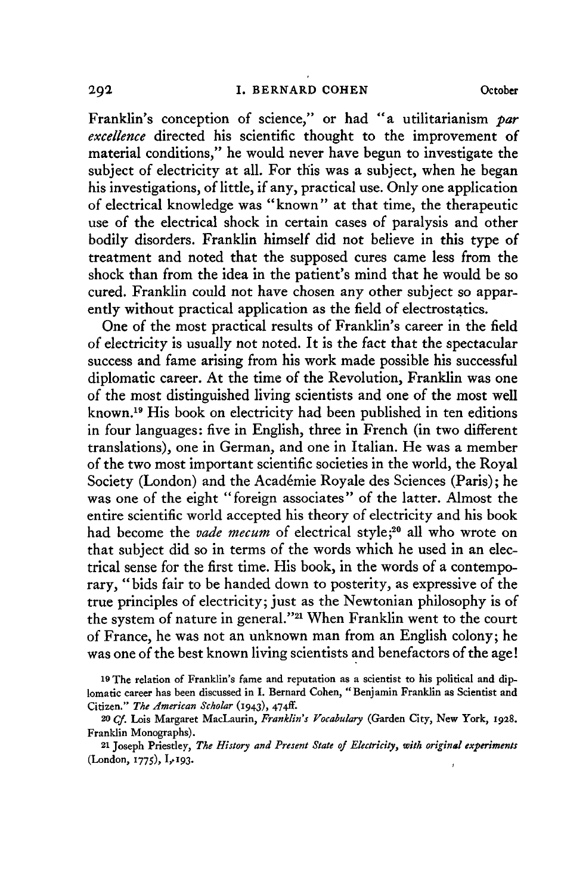Franklin's conception of science," or had "a utilitarianism *par excellence* directed his scientific thought to the improvement of material conditions," he would never have begun to investigate the subject of electricity at all. For this was a subject, when he began his investigations, of little, if any, practical use. Only one application of electrical knowledge was "known" at that time, the therapeutic use of the electrical shock in certain cases of paralysis and other bodily disorders. Franklin himself did not believe in this type of treatment and noted that the supposed cures came less from the shock than from the idea in the patient's mind that he would be so cured. Franklin could not have chosen any other subject so apparently without practical application as the field of electrostatics.

One of the most practical results of Franklin's career in the field of electricity is usually not noted. It is the fact that the spectacular success and fame arising from his work made possible his successful diplomatic career. At the time of the Revolution, Franklin was one of the most distinguished living scientists and one of the most well known.[19] His book on electricity had been published in ten editions in four languages: five in English, three in French (in two different translations), one in German, and one in Italian. He was a member of the two most important scientific societies in the world, the Royal Society (London) and the Académie Royale des Sciences (Paris); he was one of the eight "foreign associates" of the latter. Almost the entire scientific world accepted his theory of electricity and his book had become the *vade mecum* of electrical style;[20] all who wrote on that subject did so in terms of the words which he used in an electrical sense for the first time. His book, in the words of a contemporary, "bids fair to be handed down to posterity, as expressive of the true principles of electricity; just as the Newtonian philosophy is of the system of nature in general."[21] When Franklin went to the court of France, he was not an unknown man from an English colony; he was one of the best known living scientists and benefactors of the age!

[19] The relation of Franklin's fame and reputation as a scientist to his political and diplomatic career has been discussed in I. Bernard Cohen, "Benjamin Franklin as Scientist and Citizen," *The American Scholar* (1943), 474ff.

[20] *Cf.* Lois Margaret MacLaurin, *Franklin's Vocabulary* (Garden City, New York, 1928. Franklin Monographs).

[21] Joseph Priestley, *The History and Present State of Electricity, with original experiments* (London, 1775), I, 193.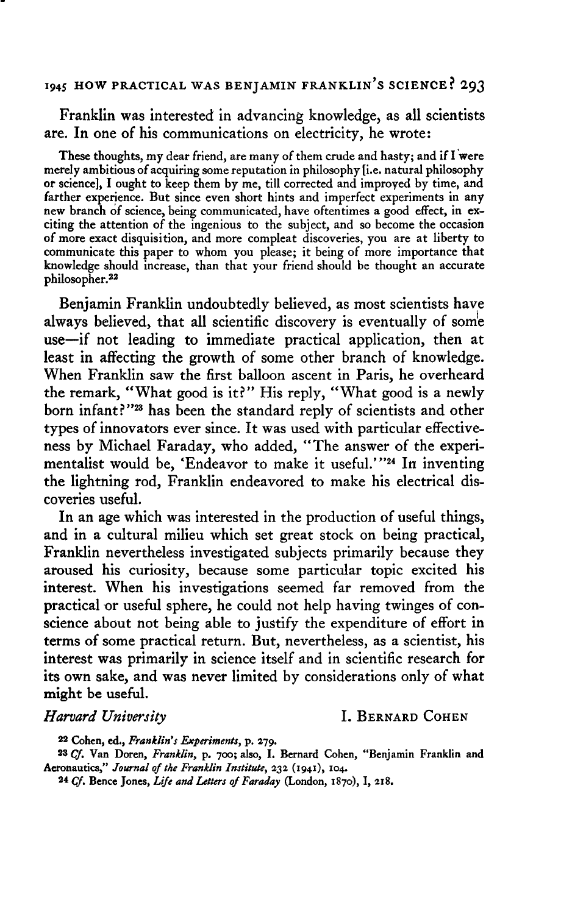Franklin was interested in advancing knowledge, as all scientists are. In one of his communications on electricity, he wrote:

> These thoughts, my dear friend, are many of them crude and hasty; and if I were merely ambitious of acquiring some reputation in philosophy [i.e. natural philosophy or science], I ought to keep them by me, till corrected and improved by time, and farther experience. But since even short hints and imperfect experiments in any new branch of science, being communicated, have oftentimes a good effect, in exciting the attention of the ingenious to the subject, and so become the occasion of more exact disquisition, and more compleat discoveries, you are at liberty to communicate this paper to whom you please; it being of more importance that knowledge should increase, than that your friend should be thought an accurate philosopher.[22]

Benjamin Franklin undoubtedly believed, as most scientists have always believed, that all scientific discovery is eventually of some use—if not leading to immediate practical application, then at least in affecting the growth of some other branch of knowledge. When Franklin saw the first balloon ascent in Paris, he overheard the remark, "What good is it?" His reply, "What good is a newly born infant?"[23] has been the standard reply of scientists and other types of innovators ever since. It was used with particular effectiveness by Michael Faraday, who added, "The answer of the experimentalist would be, 'Endeavor to make it useful.'"[24] In inventing the lightning rod, Franklin endeavored to make his electrical discoveries useful.

In an age which was interested in the production of useful things, and in a cultural milieu which set great stock on being practical, Franklin nevertheless investigated subjects primarily because they aroused his curiosity, because some particular topic excited his interest. When his investigations seemed far removed from the practical or useful sphere, he could not help having twinges of conscience about not being able to justify the expenditure of effort in terms of some practical return. But, nevertheless, as a scientist, his interest was primarily in science itself and in scientific research for its own sake, and was never limited by considerations only of what might be useful.

*Harvard University* I. BERNARD COHEN

[22] Cohen, ed., *Franklin's Experiments*, p. 279.

[23] *Cf.* Van Doren, *Franklin*, p. 700; also, I. Bernard Cohen, "Benjamin Franklin and Aeronautics," *Journal of the Franklin Institute*, 232 (1941), 104.

[24] *Cf.* Bence Jones, *Life and Letters of Faraday* (London, 1870), I, 218.